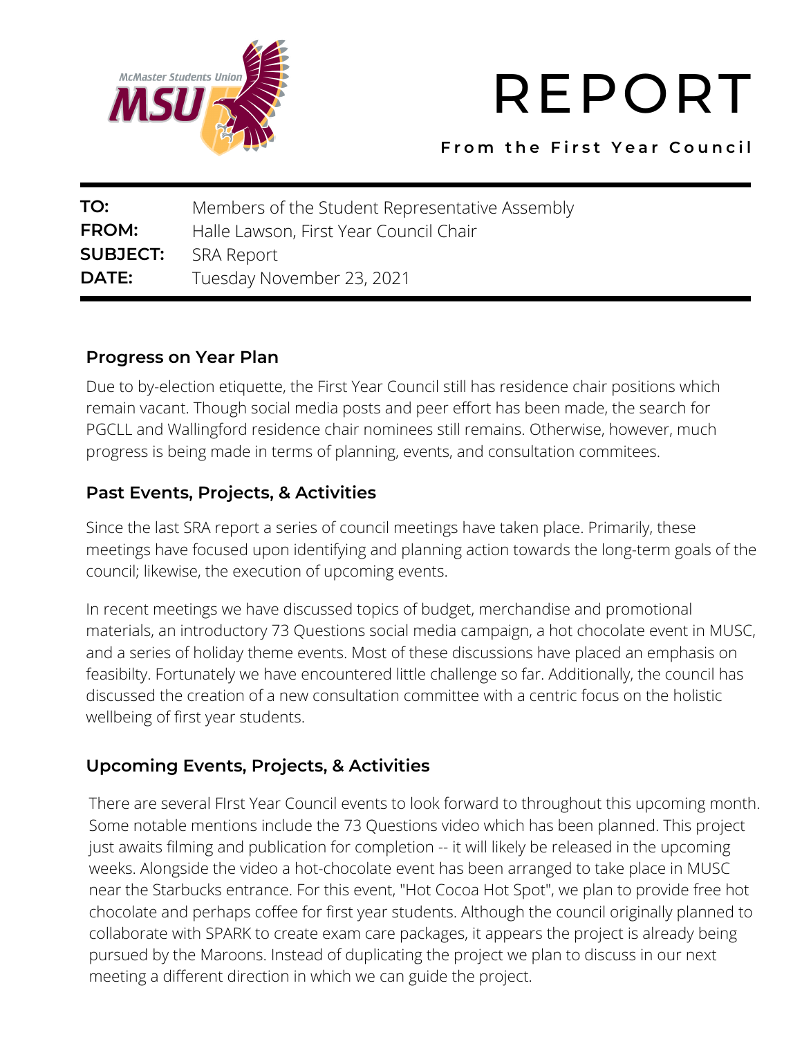McMaster Students Union
MSU

# REPORT

**From the First Year Council**

| | |
|---|---|
| **TO:** | Members of the Student Representative Assembly |
| **FROM:** | Halle Lawson, First Year Council Chair |
| **SUBJECT:** | SRA Report |
| **DATE:** | Tuesday November 23, 2021 |

## Progress on Year Plan

Due to by-election etiquette, the First Year Council still has residence chair positions which remain vacant. Though social media posts and peer effort has been made, the search for PGCLL and Wallingford residence chair nominees still remains. Otherwise, however, much progress is being made in terms of planning, events, and consultation commitees.

## Past Events, Projects, & Activities

Since the last SRA report a series of council meetings have taken place. Primarily, these meetings have focused upon identifying and planning action towards the long-term goals of the council; likewise, the execution of upcoming events.

In recent meetings we have discussed topics of budget, merchandise and promotional materials, an introductory 73 Questions social media campaign, a hot chocolate event in MUSC, and a series of holiday theme events. Most of these discussions have placed an emphasis on feasibilty. Fortunately we have encountered little challenge so far. Additionally, the council has discussed the creation of a new consultation committee with a centric focus on the holistic wellbeing of first year students.

## Upcoming Events, Projects, & Activities

There are several FIrst Year Council events to look forward to throughout this upcoming month. Some notable mentions include the 73 Questions video which has been planned. This project just awaits filming and publication for completion -- it will likely be released in the upcoming weeks. Alongside the video a hot-chocolate event has been arranged to take place in MUSC near the Starbucks entrance. For this event, "Hot Cocoa Hot Spot", we plan to provide free hot chocolate and perhaps coffee for first year students. Although the council originally planned to collaborate with SPARK to create exam care packages, it appears the project is already being pursued by the Maroons. Instead of duplicating the project we plan to discuss in our next meeting a different direction in which we can guide the project.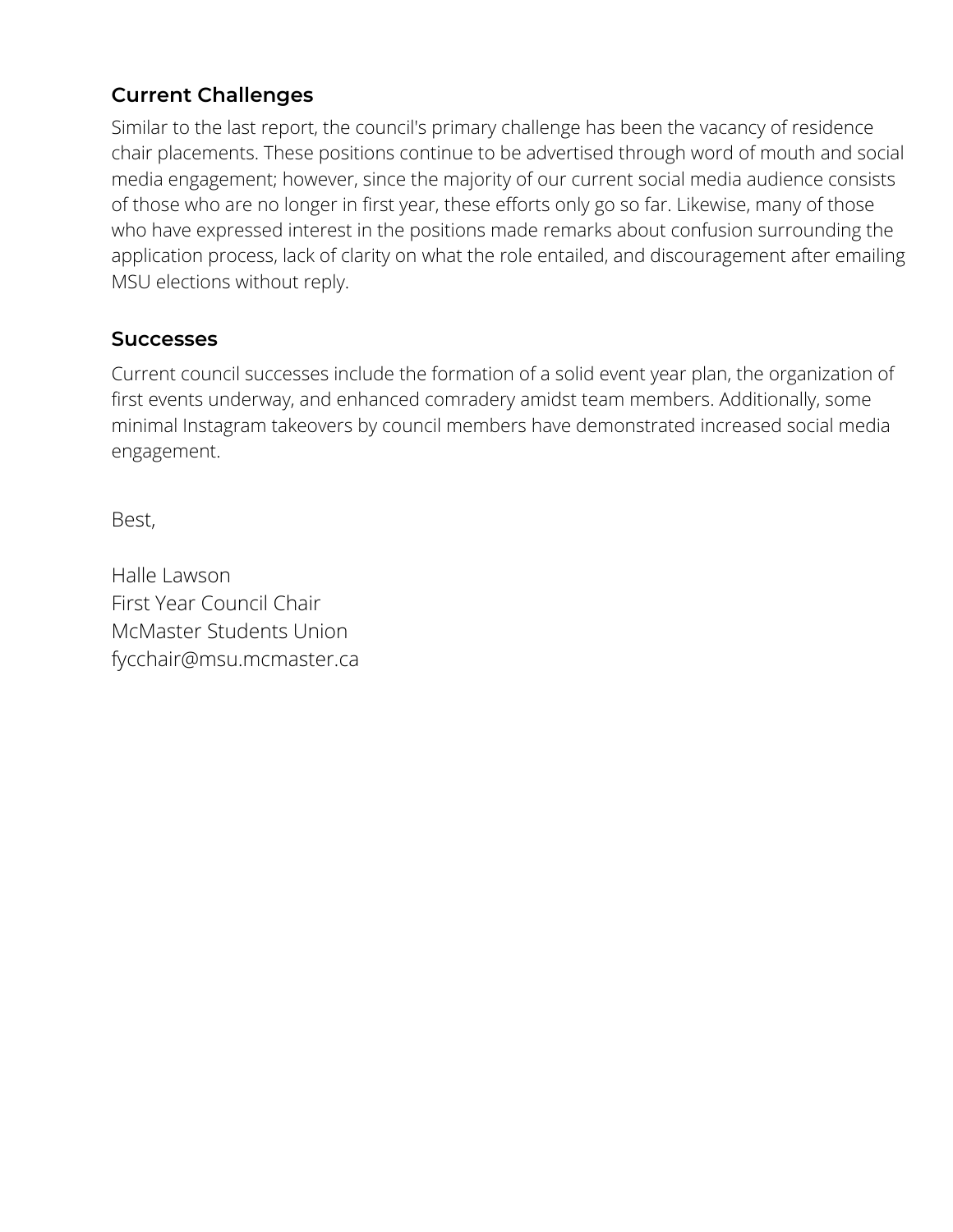## Current Challenges

Similar to the last report, the council's primary challenge has been the vacancy of residence chair placements. These positions continue to be advertised through word of mouth and social media engagement; however, since the majority of our current social media audience consists of those who are no longer in first year, these efforts only go so far. Likewise, many of those who have expressed interest in the positions made remarks about confusion surrounding the application process, lack of clarity on what the role entailed, and discouragement after emailing MSU elections without reply.

## Successes

Current council successes include the formation of a solid event year plan, the organization of first events underway, and enhanced comradery amidst team members. Additionally, some minimal Instagram takeovers by council members have demonstrated increased social media engagement.

Best,

Halle Lawson
First Year Council Chair
McMaster Students Union
fycchair@msu.mcmaster.ca